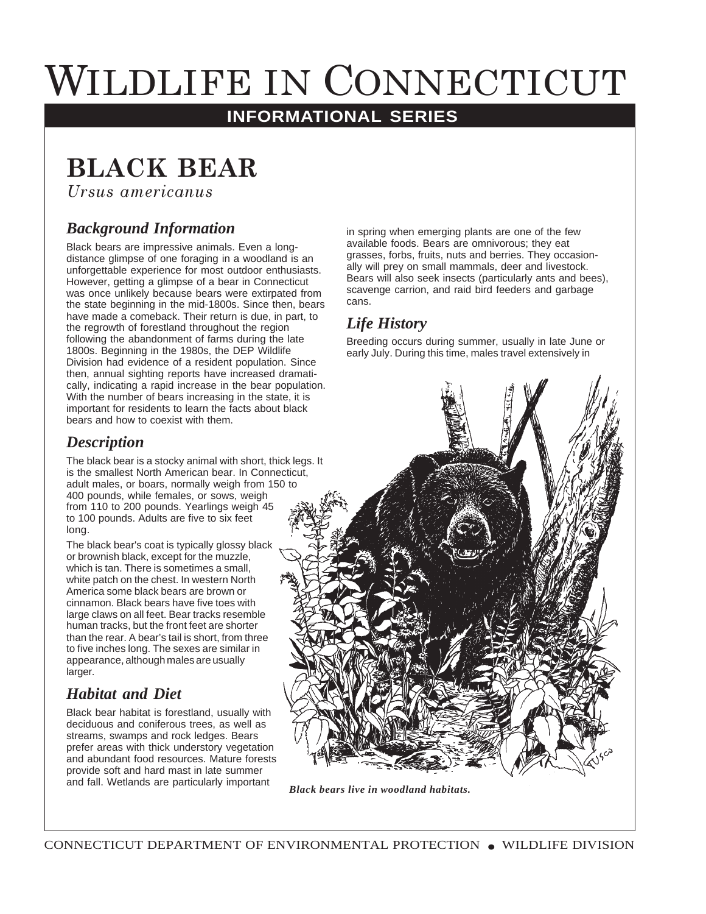# Wildlife in Connecticut

**INFORMATIONAL SERIES**

## BLACK BEAR

*Ursus americanus*

### *Background Information*

Black bears are impressive animals. Even a long-distance glimpse of one foraging in a woodland is an unforgettable experience for most outdoor enthusiasts. However, getting a glimpse of a bear in Connecticut was once unlikely because bears were extirpated from the state beginning in the mid-1800s. Since then, bears have made a comeback. Their return is due, in part, to the regrowth of forestland throughout the region following the abandonment of farms during the late 1800s. Beginning in the 1980s, the DEP Wildlife Division had evidence of a resident population. Since then, annual sighting reports have increased dramatically, indicating a rapid increase in the bear population. With the number of bears increasing in the state, it is important for residents to learn the facts about black bears and how to coexist with them.

### *Description*

The black bear is a stocky animal with short, thick legs. It is the smallest North American bear. In Connecticut, adult males, or boars, normally weigh from 150 to 400 pounds, while females, or sows, weigh from 110 to 200 pounds. Yearlings weigh 45 to 100 pounds. Adults are five to six feet long.

The black bear's coat is typically glossy black or brownish black, except for the muzzle, which is tan. There is sometimes a small, white patch on the chest. In western North America some black bears are brown or cinnamon. Black bears have five toes with large claws on all feet. Bear tracks resemble human tracks, but the front feet are shorter than the rear. A bear's tail is short, from three to five inches long. The sexes are similar in appearance, although males are usually larger.

### *Habitat and Diet*

Black bear habitat is forestland, usually with deciduous and coniferous trees, as well as streams, swamps and rock ledges. Bears prefer areas with thick understory vegetation and abundant food resources. Mature forests provide soft and hard mast in late summer and fall. Wetlands are particularly important in spring when emerging plants are one of the few available foods. Bears are omnivorous; they eat grasses, forbs, fruits, nuts and berries. They occasionally will prey on small mammals, deer and livestock. Bears will also seek insects (particularly ants and bees), scavenge carrion, and raid bird feeders and garbage cans.

### *Life History*

Breeding occurs during summer, usually in late June or early July. During this time, males travel extensively in

*Black bears live in woodland habitats.*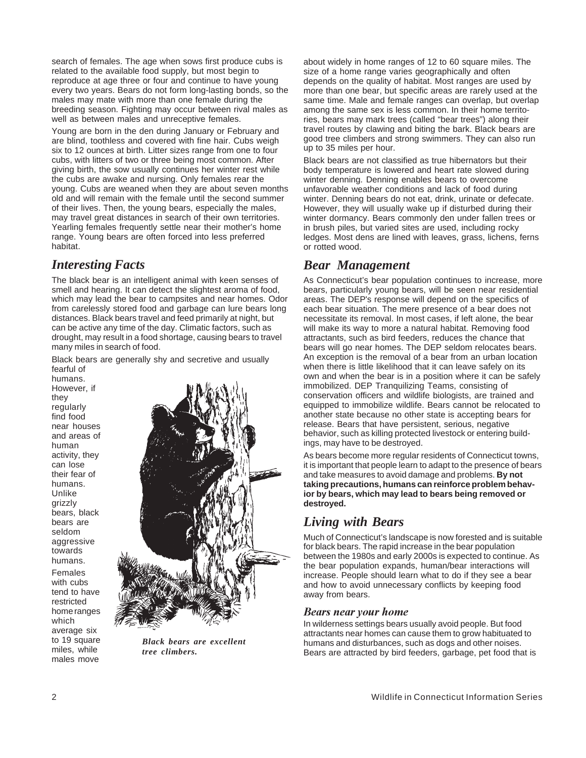search of females. The age when sows first produce cubs is related to the available food supply, but most begin to reproduce at age three or four and continue to have young every two years. Bears do not form long-lasting bonds, so the males may mate with more than one female during the breeding season. Fighting may occur between rival males as well as between males and unreceptive females.

Young are born in the den during January or February and are blind, toothless and covered with fine hair. Cubs weigh six to 12 ounces at birth. Litter sizes range from one to four cubs, with litters of two or three being most common. After giving birth, the sow usually continues her winter rest while the cubs are awake and nursing. Only females rear the young. Cubs are weaned when they are about seven months old and will remain with the female until the second summer of their lives. Then, the young bears, especially the males, may travel great distances in search of their own territories. Yearling females frequently settle near their mother's home range. Young bears are often forced into less preferred habitat.

## Interesting Facts

The black bear is an intelligent animal with keen senses of smell and hearing. It can detect the slightest aroma of food, which may lead the bear to campsites and near homes. Odor from carelessly stored food and garbage can lure bears long distances. Black bears travel and feed primarily at night, but can be active any time of the day. Climatic factors, such as drought, may result in a food shortage, causing bears to travel many miles in search of food.

Black bears are generally shy and secretive and usually fearful of humans. However, if they regularly find food near houses and areas of human activity, they can lose their fear of humans. Unlike grizzly bears, black bears are seldom aggressive towards humans.

Females with cubs tend to have restricted home ranges which average six to 19 square miles, while males move about widely in home ranges of 12 to 60 square miles. The size of a home range varies geographically and often depends on the quality of habitat. Most ranges are used by more than one bear, but specific areas are rarely used at the same time. Male and female ranges can overlap, but overlap among the same sex is less common. In their home territories, bears may mark trees (called "bear trees") along their travel routes by clawing and biting the bark. Black bears are good tree climbers and strong swimmers. They can also run up to 35 miles per hour.

*Black bears are excellent tree climbers.*

Black bears are not classified as true hibernators but their body temperature is lowered and heart rate slowed during winter denning. Denning enables bears to overcome unfavorable weather conditions and lack of food during winter. Denning bears do not eat, drink, urinate or defecate. However, they will usually wake up if disturbed during their winter dormancy. Bears commonly den under fallen trees or in brush piles, but varied sites are used, including rocky ledges. Most dens are lined with leaves, grass, lichens, ferns or rotted wood.

## Bear Management

As Connecticut's bear population continues to increase, more bears, particularly young bears, will be seen near residential areas. The DEP's response will depend on the specifics of each bear situation. The mere presence of a bear does not necessitate its removal. In most cases, if left alone, the bear will make its way to more a natural habitat. Removing food attractants, such as bird feeders, reduces the chance that bears will go near homes. The DEP seldom relocates bears. An exception is the removal of a bear from an urban location when there is little likelihood that it can leave safely on its own and when the bear is in a position where it can be safely immobilized. DEP Tranquilizing Teams, consisting of conservation officers and wildlife biologists, are trained and equipped to immobilize wildlife. Bears cannot be relocated to another state because no other state is accepting bears for release. Bears that have persistent, serious, negative behavior, such as killing protected livestock or entering buildings, may have to be destroyed.

As bears become more regular residents of Connecticut towns, it is important that people learn to adapt to the presence of bears and take measures to avoid damage and problems. **By not taking precautions, humans can reinforce problem behavior by bears, which may lead to bears being removed or destroyed.**

## Living with Bears

Much of Connecticut's landscape is now forested and is suitable for black bears. The rapid increase in the bear population between the 1980s and early 2000s is expected to continue. As the bear population expands, human/bear interactions will increase. People should learn what to do if they see a bear and how to avoid unnecessary conflicts by keeping food away from bears.

### Bears near your home

In wilderness settings bears usually avoid people. But food attractants near homes can cause them to grow habituated to humans and disturbances, such as dogs and other noises. Bears are attracted by bird feeders, garbage, pet food that is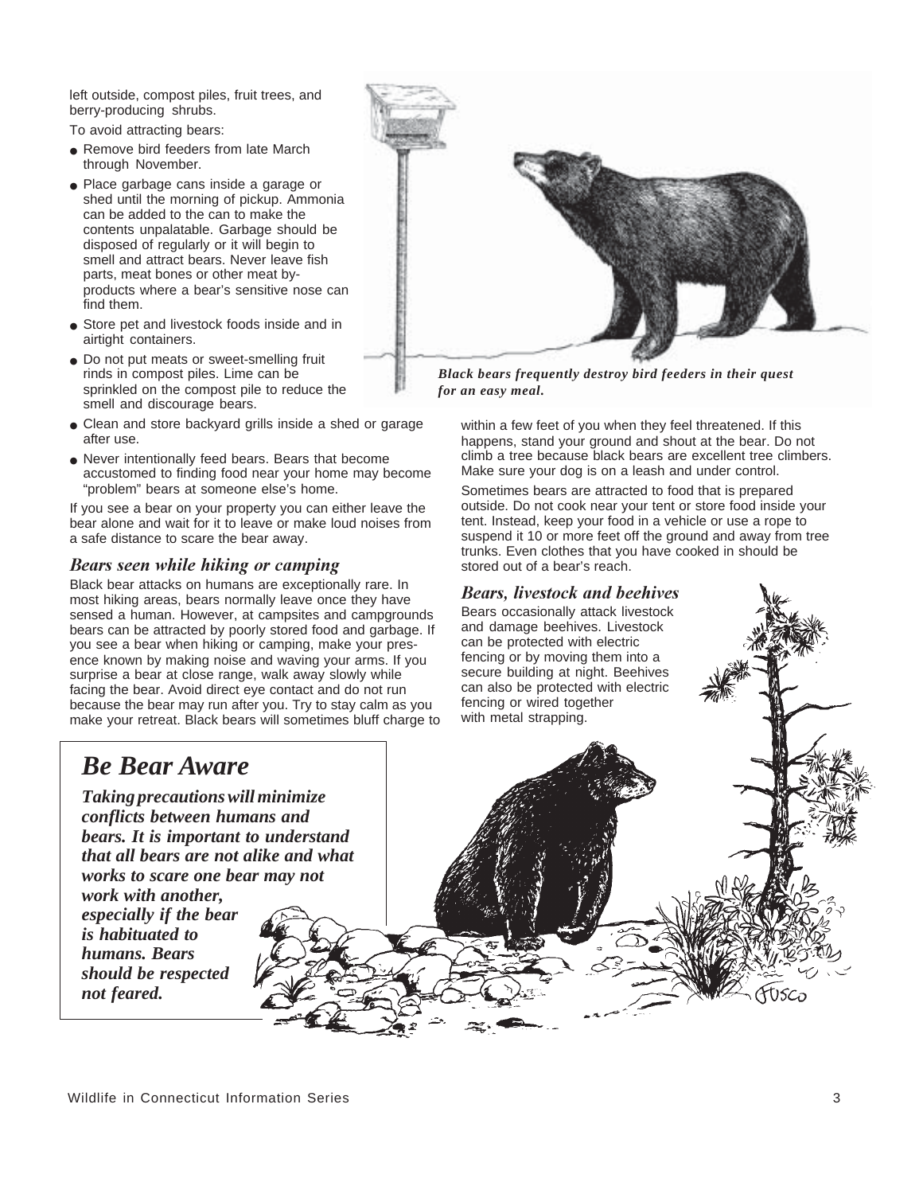left outside, compost piles, fruit trees, and berry-producing shrubs.

To avoid attracting bears:

- Remove bird feeders from late March through November.
- Place garbage cans inside a garage or shed until the morning of pickup. Ammonia can be added to the can to make the contents unpalatable. Garbage should be disposed of regularly or it will begin to smell and attract bears. Never leave fish parts, meat bones or other meat by-products where a bear's sensitive nose can find them.
- Store pet and livestock foods inside and in airtight containers.
- Do not put meats or sweet-smelling fruit rinds in compost piles. Lime can be sprinkled on the compost pile to reduce the smell and discourage bears.
- Clean and store backyard grills inside a shed or garage after use.
- Never intentionally feed bears. Bears that become accustomed to finding food near your home may become "problem" bears at someone else's home.

If you see a bear on your property you can either leave the bear alone and wait for it to leave or make loud noises from a safe distance to scare the bear away.

*Black bears frequently destroy bird feeders in their quest for an easy meal.*

## *Bears seen while hiking or camping*

Black bear attacks on humans are exceptionally rare. In most hiking areas, bears normally leave once they have sensed a human. However, at campsites and campgrounds bears can be attracted by poorly stored food and garbage. If you see a bear when hiking or camping, make your presence known by making noise and waving your arms. If you surprise a bear at close range, walk away slowly while facing the bear. Avoid direct eye contact and do not run because the bear may run after you. Try to stay calm as you make your retreat. Black bears will sometimes bluff charge to within a few feet of you when they feel threatened. If this happens, stand your ground and shout at the bear. Do not climb a tree because black bears are excellent tree climbers. Make sure your dog is on a leash and under control.

Sometimes bears are attracted to food that is prepared outside. Do not cook near your tent or store food inside your tent. Instead, keep your food in a vehicle or use a rope to suspend it 10 or more feet off the ground and away from tree trunks. Even clothes that you have cooked in should be stored out of a bear's reach.

## *Bears, livestock and beehives*

Bears occasionally attack livestock and damage beehives. Livestock can be protected with electric fencing or by moving them into a secure building at night. Beehives can also be protected with electric fencing or wired together with metal strapping.

## *Be Bear Aware*

***Taking precautions will minimize conflicts between humans and bears. It is important to understand that all bears are not alike and what works to scare one bear may not work with another, especially if the bear is habituated to humans. Bears should be respected not feared.***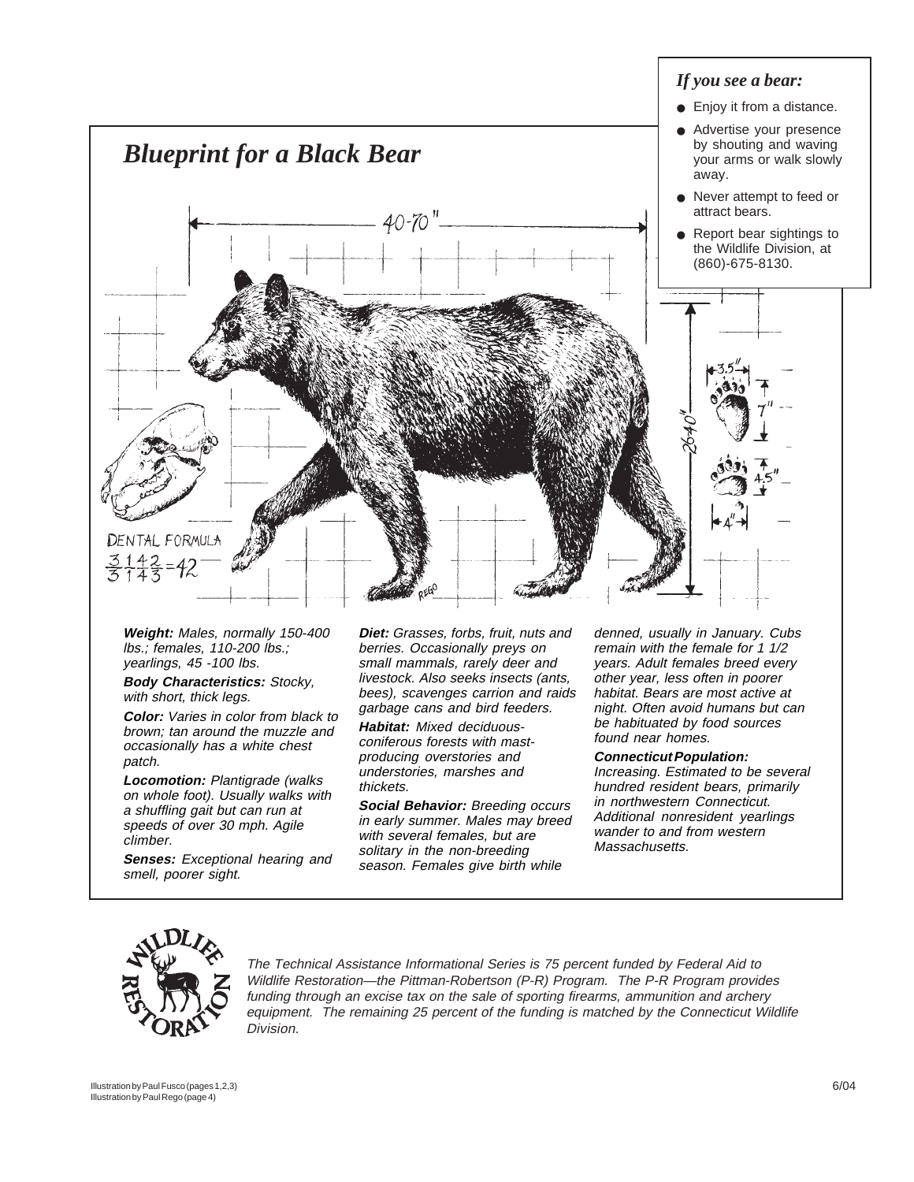## If you see a bear:

- Enjoy it from a distance.
- Advertise your presence by shouting and waving your arms or walk slowly away.
- Never attempt to feed or attract bears.
- Report bear sightings to the Wildlife Division, at (860)-675-8130.

# *Blueprint for a Black Bear*

40-70"

26-40"

3.5"

7"

4.5"

4"

DENTAL FORMULA

$\frac{3\ 1\ 4\ 2}{3\ 1\ 4\ 3} = 42$

REGO

***Weight:*** *Males, normally 150-400 lbs.; females, 110-200 lbs.; yearlings, 45 -100 lbs.*

***Body Characteristics:*** *Stocky, with short, thick legs.*

***Color:*** *Varies in color from black to brown; tan around the muzzle and occasionally has a white chest patch.*

***Locomotion:*** *Plantigrade (walks on whole foot). Usually walks with a shuffling gait but can run at speeds of over 30 mph. Agile climber.*

***Senses:*** *Exceptional hearing and smell, poorer sight.*

***Diet:*** *Grasses, forbs, fruit, nuts and berries. Occasionally preys on small mammals, rarely deer and livestock. Also seeks insects (ants, bees), scavenges carrion and raids garbage cans and bird feeders.*

***Habitat:*** *Mixed deciduous-coniferous forests with mast-producing overstories and understories, marshes and thickets.*

***Social Behavior:*** *Breeding occurs in early summer. Males may breed with several females, but are solitary in the non-breeding season. Females give birth while denned, usually in January. Cubs remain with the female for 1 1/2 years. Adult females breed every other year, less often in poorer habitat. Bears are most active at night. Often avoid humans but can be habituated by food sources found near homes.*

***Connecticut Population:*** *Increasing. Estimated to be several hundred resident bears, primarily in northwestern Connecticut. Additional nonresident yearlings wander to and from western Massachusetts.*

WILDLIFE RESTORATION

*The Technical Assistance Informational Series is 75 percent funded by Federal Aid to Wildlife Restoration—the Pittman-Robertson (P-R) Program. The P-R Program provides funding through an excise tax on the sale of sporting firearms, ammunition and archery equipment. The remaining 25 percent of the funding is matched by the Connecticut Wildlife Division.*

Illustration by Paul Fusco (pages 1,2,3)
Illustration by Paul Rego (page 4)

6/04